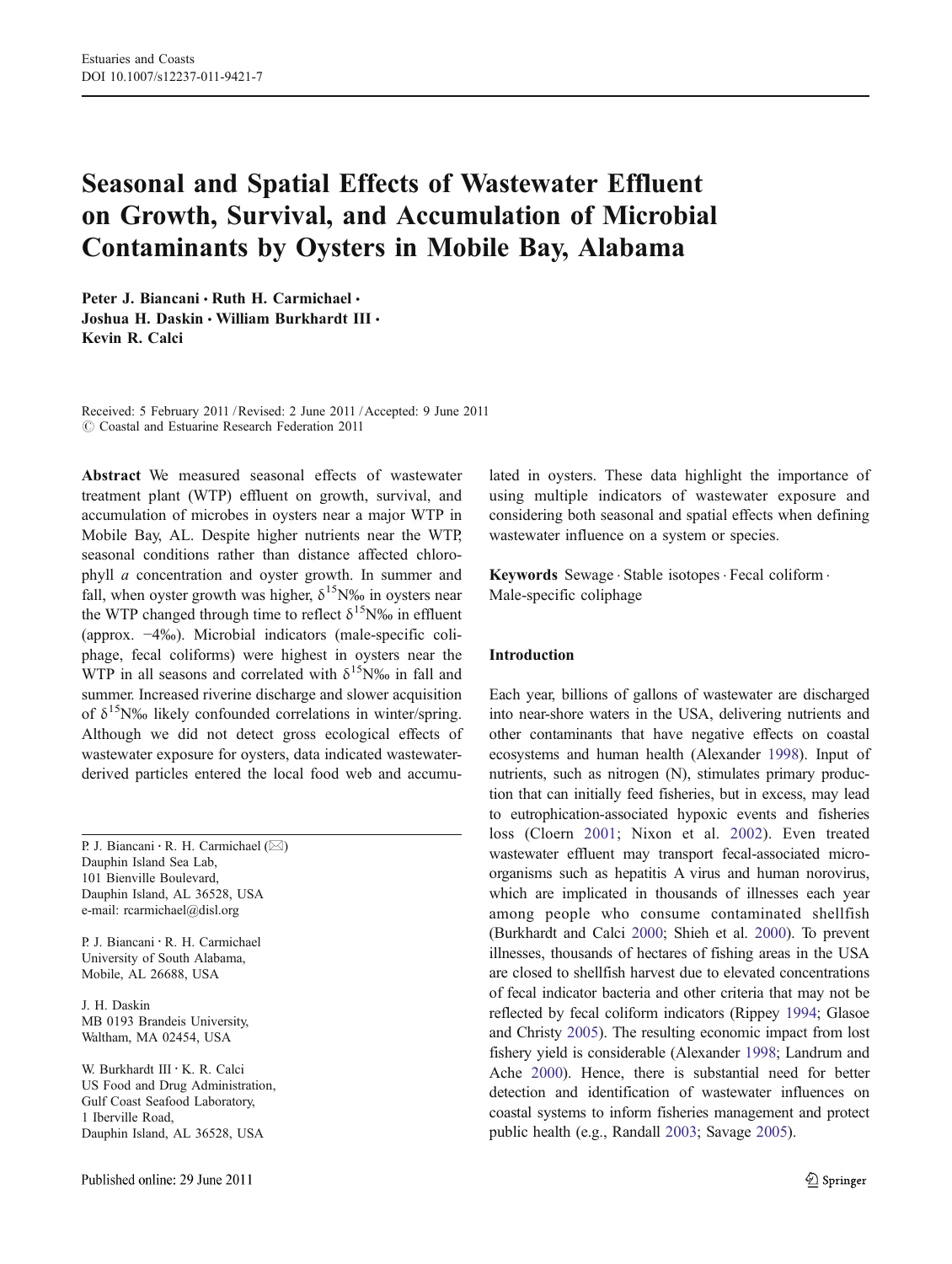# Seasonal and Spatial Effects of Wastewater Effluent on Growth, Survival, and Accumulation of Microbial Contaminants by Oysters in Mobile Bay, Alabama

**Peter J. Biancani · Ruth H. Carmichael · Joshua H. Daskin · William Burkhardt III · Kevin R. Calci**

Received: 5 February 2011 / Revised: 2 June 2011 / Accepted: 9 June 2011
© Coastal and Estuarine Research Federation 2011

**Abstract** We measured seasonal effects of wastewater treatment plant (WTP) effluent on growth, survival, and accumulation of microbes in oysters near a major WTP in Mobile Bay, AL. Despite higher nutrients near the WTP, seasonal conditions rather than distance affected chlorophyll *a* concentration and oyster growth. In summer and fall, when oyster growth was higher, $\delta^{15}N‰$ in oysters near the WTP changed through time to reflect $\delta^{15}N‰$ in effluent (approx. −4‰). Microbial indicators (male-specific coliphage, fecal coliforms) were highest in oysters near the WTP in all seasons and correlated with $\delta^{15}N‰$ in fall and summer. Increased riverine discharge and slower acquisition of $\delta^{15}N‰$ likely confounded correlations in winter/spring. Although we did not detect gross ecological effects of wastewater exposure for oysters, data indicated wastewater-derived particles entered the local food web and accumulated in oysters. These data highlight the importance of using multiple indicators of wastewater exposure and considering both seasonal and spatial effects when defining wastewater influence on a system or species.

**Keywords** Sewage · Stable isotopes · Fecal coliform · Male-specific coliphage

P. J. Biancani · R. H. Carmichael (✉)
Dauphin Island Sea Lab,
101 Bienville Boulevard,
Dauphin Island, AL 36528, USA
e-mail: rcarmichael@disl.org

P. J. Biancani · R. H. Carmichael
University of South Alabama,
Mobile, AL 26688, USA

J. H. Daskin
MB 0193 Brandeis University,
Waltham, MA 02454, USA

W. Burkhardt III · K. R. Calci
US Food and Drug Administration,
Gulf Coast Seafood Laboratory,
1 Iberville Road,
Dauphin Island, AL 36528, USA

## Introduction

Each year, billions of gallons of wastewater are discharged into near-shore waters in the USA, delivering nutrients and other contaminants that have negative effects on coastal ecosystems and human health (Alexander 1998). Input of nutrients, such as nitrogen (N), stimulates primary production that can initially feed fisheries, but in excess, may lead to eutrophication-associated hypoxic events and fisheries loss (Cloern 2001; Nixon et al. 2002). Even treated wastewater effluent may transport fecal-associated microorganisms such as hepatitis A virus and human norovirus, which are implicated in thousands of illnesses each year among people who consume contaminated shellfish (Burkhardt and Calci 2000; Shieh et al. 2000). To prevent illnesses, thousands of hectares of fishing areas in the USA are closed to shellfish harvest due to elevated concentrations of fecal indicator bacteria and other criteria that may not be reflected by fecal coliform indicators (Rippey 1994; Glasoe and Christy 2005). The resulting economic impact from lost fishery yield is considerable (Alexander 1998; Landrum and Ache 2000). Hence, there is substantial need for better detection and identification of wastewater influences on coastal systems to inform fisheries management and protect public health (e.g., Randall 2003; Savage 2005).

Published online: 29 June 2011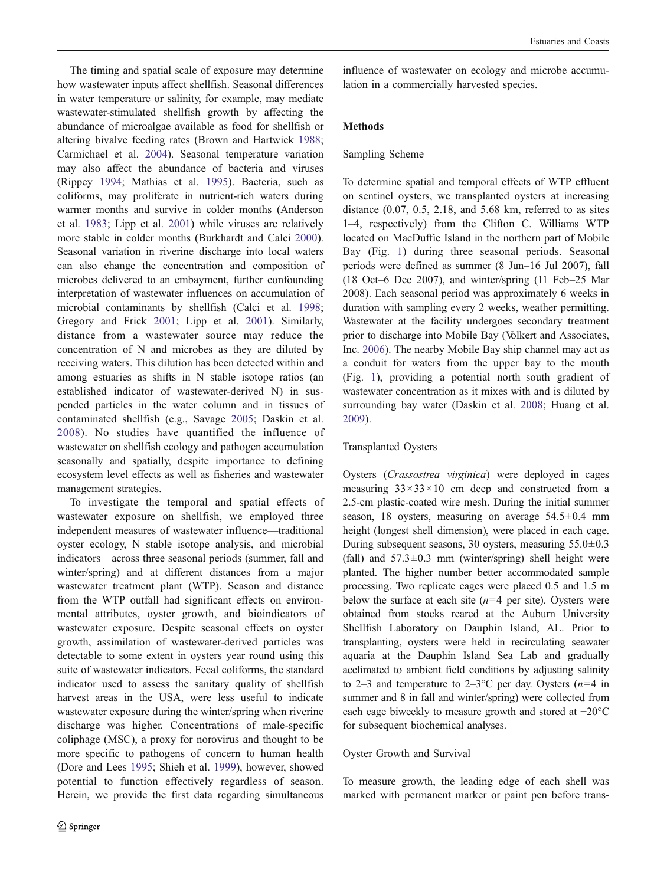The timing and spatial scale of exposure may determine how wastewater inputs affect shellfish. Seasonal differences in water temperature or salinity, for example, may mediate wastewater-stimulated shellfish growth by affecting the abundance of microalgae available as food for shellfish or altering bivalve feeding rates (Brown and Hartwick 1988; Carmichael et al. 2004). Seasonal temperature variation may also affect the abundance of bacteria and viruses (Rippey 1994; Mathias et al. 1995). Bacteria, such as coliforms, may proliferate in nutrient-rich waters during warmer months and survive in colder months (Anderson et al. 1983; Lipp et al. 2001) while viruses are relatively more stable in colder months (Burkhardt and Calci 2000). Seasonal variation in riverine discharge into local waters can also change the concentration and composition of microbes delivered to an embayment, further confounding interpretation of wastewater influences on accumulation of microbial contaminants by shellfish (Calci et al. 1998; Gregory and Frick 2001; Lipp et al. 2001). Similarly, distance from a wastewater source may reduce the concentration of N and microbes as they are diluted by receiving waters. This dilution has been detected within and among estuaries as shifts in N stable isotope ratios (an established indicator of wastewater-derived N) in suspended particles in the water column and in tissues of contaminated shellfish (e.g., Savage 2005; Daskin et al. 2008). No studies have quantified the influence of wastewater on shellfish ecology and pathogen accumulation seasonally and spatially, despite importance to defining ecosystem level effects as well as fisheries and wastewater management strategies.

To investigate the temporal and spatial effects of wastewater exposure on shellfish, we employed three independent measures of wastewater influence—traditional oyster ecology, N stable isotope analysis, and microbial indicators—across three seasonal periods (summer, fall and winter/spring) and at different distances from a major wastewater treatment plant (WTP). Season and distance from the WTP outfall had significant effects on environmental attributes, oyster growth, and bioindicators of wastewater exposure. Despite seasonal effects on oyster growth, assimilation of wastewater-derived particles was detectable to some extent in oysters year round using this suite of wastewater indicators. Fecal coliforms, the standard indicator used to assess the sanitary quality of shellfish harvest areas in the USA, were less useful to indicate wastewater exposure during the winter/spring when riverine discharge was higher. Concentrations of male-specific coliphage (MSC), a proxy for norovirus and thought to be more specific to pathogens of concern to human health (Dore and Lees 1995; Shieh et al. 1999), however, showed potential to function effectively regardless of season. Herein, we provide the first data regarding simultaneous influence of wastewater on ecology and microbe accumulation in a commercially harvested species.

## Methods

### Sampling Scheme

To determine spatial and temporal effects of WTP effluent on sentinel oysters, we transplanted oysters at increasing distance (0.07, 0.5, 2.18, and 5.68 km, referred to as sites 1–4, respectively) from the Clifton C. Williams WTP located on MacDuffie Island in the northern part of Mobile Bay (Fig. 1) during three seasonal periods. Seasonal periods were defined as summer (8 Jun–16 Jul 2007), fall (18 Oct–6 Dec 2007), and winter/spring (11 Feb–25 Mar 2008). Each seasonal period was approximately 6 weeks in duration with sampling every 2 weeks, weather permitting. Wastewater at the facility undergoes secondary treatment prior to discharge into Mobile Bay (Volkert and Associates, Inc. 2006). The nearby Mobile Bay ship channel may act as a conduit for waters from the upper bay to the mouth (Fig. 1), providing a potential north–south gradient of wastewater concentration as it mixes with and is diluted by surrounding bay water (Daskin et al. 2008; Huang et al. 2009).

### Transplanted Oysters

Oysters (*Crassostrea virginica*) were deployed in cages measuring $33\times33\times10$ cm deep and constructed from a 2.5-cm plastic-coated wire mesh. During the initial summer season, 18 oysters, measuring on average $54.5\pm0.4$ mm height (longest shell dimension), were placed in each cage. During subsequent seasons, 30 oysters, measuring $55.0\pm0.3$ (fall) and $57.3\pm0.3$ mm (winter/spring) shell height were planted. The higher number better accommodated sample processing. Two replicate cages were placed 0.5 and 1.5 m below the surface at each site ($n$=4 per site). Oysters were obtained from stocks reared at the Auburn University Shellfish Laboratory on Dauphin Island, AL. Prior to transplanting, oysters were held in recirculating seawater aquaria at the Dauphin Island Sea Lab and gradually acclimated to ambient field conditions by adjusting salinity to 2–3 and temperature to 2–3°C per day. Oysters ($n$=4 in summer and 8 in fall and winter/spring) were collected from each cage biweekly to measure growth and stored at −20°C for subsequent biochemical analyses.

### Oyster Growth and Survival

To measure growth, the leading edge of each shell was marked with permanent marker or paint pen before trans-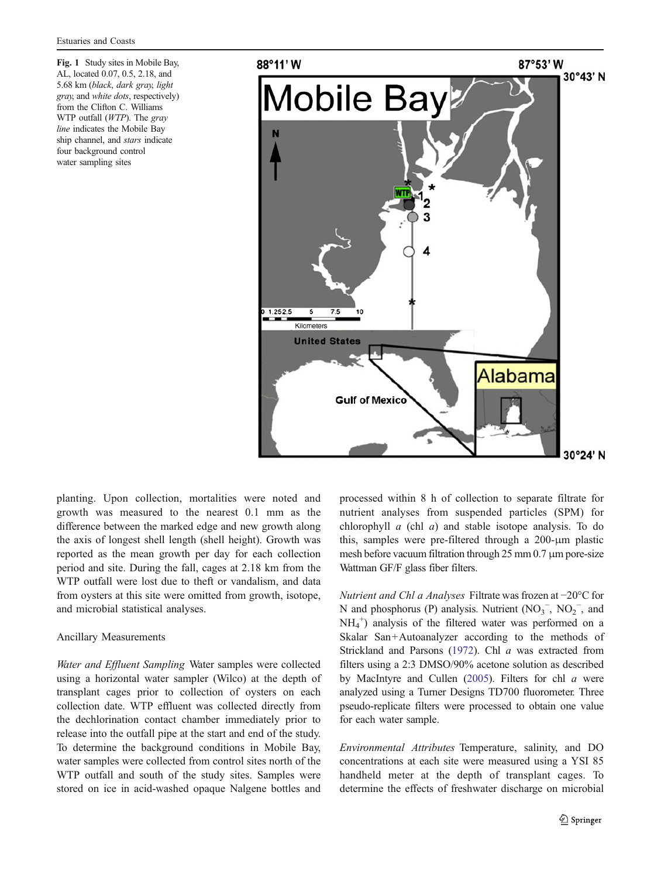Fig. 1 Study sites in Mobile Bay, AL, located 0.07, 0.5, 2.18, and 5.68 km (*black*, *dark gray*, *light gray*, and *white dots*, respectively) from the Clifton C. Williams WTP outfall (*WTP*). The *gray line* indicates the Mobile Bay ship channel, and *stars* indicate four background control water sampling sites

planting. Upon collection, mortalities were noted and growth was measured to the nearest 0.1 mm as the difference between the marked edge and new growth along the axis of longest shell length (shell height). Growth was reported as the mean growth per day for each collection period and site. During the fall, cages at 2.18 km from the WTP outfall were lost due to theft or vandalism, and data from oysters at this site were omitted from growth, isotope, and microbial statistical analyses.

## Ancillary Measurements

*Water and Effluent Sampling* Water samples were collected using a horizontal water sampler (Wilco) at the depth of transplant cages prior to collection of oysters on each collection date. WTP effluent was collected directly from the dechlorination contact chamber immediately prior to release into the outfall pipe at the start and end of the study. To determine the background conditions in Mobile Bay, water samples were collected from control sites north of the WTP outfall and south of the study sites. Samples were stored on ice in acid-washed opaque Nalgene bottles and processed within 8 h of collection to separate filtrate for nutrient analyses from suspended particles (SPM) for chlorophyll *a* (chl *a*) and stable isotope analysis. To do this, samples were pre-filtered through a 200-μm plastic mesh before vacuum filtration through 25 mm 0.7 μm pore-size Wattman GF/F glass fiber filters.

*Nutrient and Chl a Analyses* Filtrate was frozen at −20°C for N and phosphorus (P) analysis. Nutrient ($NO_3^-$, $NO_2^-$, and $NH_4^+$) analysis of the filtered water was performed on a Skalar San+Autoanalyzer according to the methods of Strickland and Parsons (1972). Chl *a* was extracted from filters using a 2:3 DMSO/90% acetone solution as described by MacIntyre and Cullen (2005). Filters for chl *a* were analyzed using a Turner Designs TD700 fluorometer. Three pseudo-replicate filters were processed to obtain one value for each water sample.

*Environmental Attributes* Temperature, salinity, and DO concentrations at each site were measured using a YSI 85 handheld meter at the depth of transplant cages. To determine the effects of freshwater discharge on microbial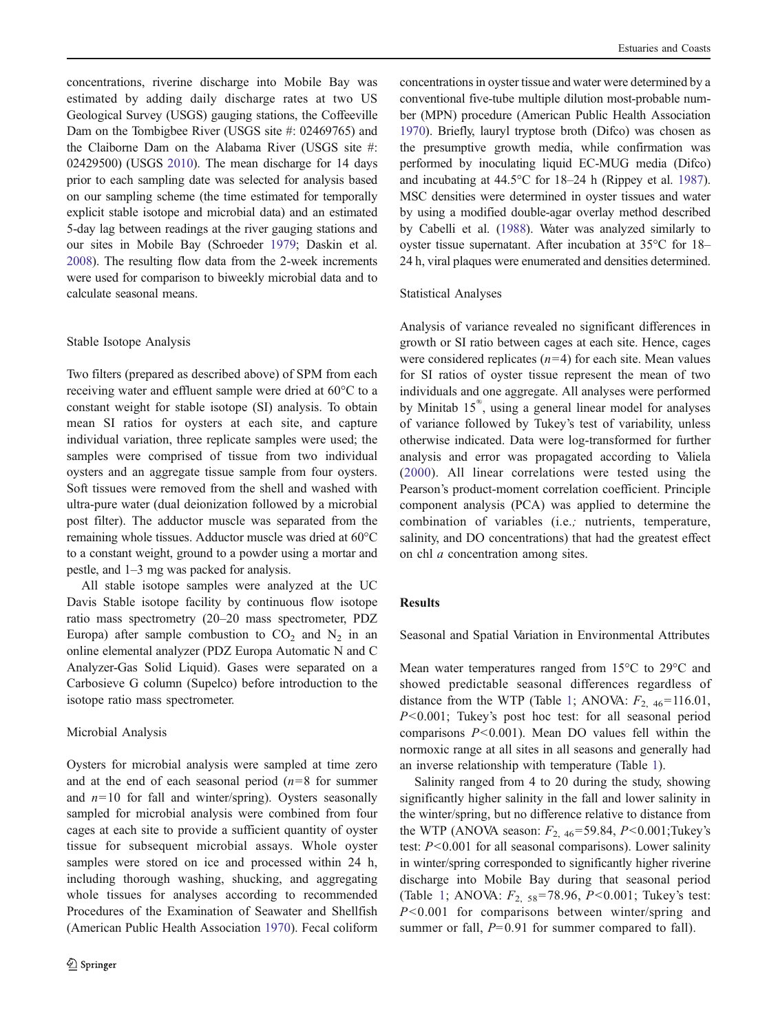concentrations, riverine discharge into Mobile Bay was estimated by adding daily discharge rates at two US Geological Survey (USGS) gauging stations, the Coffeeville Dam on the Tombigbee River (USGS site #: 02469765) and the Claiborne Dam on the Alabama River (USGS site #: 02429500) (USGS 2010). The mean discharge for 14 days prior to each sampling date was selected for analysis based on our sampling scheme (the time estimated for temporally explicit stable isotope and microbial data) and an estimated 5-day lag between readings at the river gauging stations and our sites in Mobile Bay (Schroeder 1979; Daskin et al. 2008). The resulting flow data from the 2-week increments were used for comparison to biweekly microbial data and to calculate seasonal means.

### Stable Isotope Analysis

Two filters (prepared as described above) of SPM from each receiving water and effluent sample were dried at 60°C to a constant weight for stable isotope (SI) analysis. To obtain mean SI ratios for oysters at each site, and capture individual variation, three replicate samples were used; the samples were comprised of tissue from two individual oysters and an aggregate tissue sample from four oysters. Soft tissues were removed from the shell and washed with ultra-pure water (dual deionization followed by a microbial post filter). The adductor muscle was separated from the remaining whole tissues. Adductor muscle was dried at 60°C to a constant weight, ground to a powder using a mortar and pestle, and 1–3 mg was packed for analysis.

All stable isotope samples were analyzed at the UC Davis Stable isotope facility by continuous flow isotope ratio mass spectrometry (20–20 mass spectrometer, PDZ Europa) after sample combustion to $CO_2$ and $N_2$ in an online elemental analyzer (PDZ Europa Automatic N and C Analyzer-Gas Solid Liquid). Gases were separated on a Carbosieve G column (Supelco) before introduction to the isotope ratio mass spectrometer.

### Microbial Analysis

Oysters for microbial analysis were sampled at time zero and at the end of each seasonal period ($n=8$ for summer and $n=10$ for fall and winter/spring). Oysters seasonally sampled for microbial analysis were combined from four cages at each site to provide a sufficient quantity of oyster tissue for subsequent microbial assays. Whole oyster samples were stored on ice and processed within 24 h, including thorough washing, shucking, and aggregating whole tissues for analyses according to recommended Procedures of the Examination of Seawater and Shellfish (American Public Health Association 1970). Fecal coliform concentrations in oyster tissue and water were determined by a conventional five-tube multiple dilution most-probable number (MPN) procedure (American Public Health Association 1970). Briefly, lauryl tryptose broth (Difco) was chosen as the presumptive growth media, while confirmation was performed by inoculating liquid EC-MUG media (Difco) and incubating at 44.5°C for 18–24 h (Rippey et al. 1987). MSC densities were determined in oyster tissues and water by using a modified double-agar overlay method described by Cabelli et al. (1988). Water was analyzed similarly to oyster tissue supernatant. After incubation at 35°C for 18–24 h, viral plaques were enumerated and densities determined.

### Statistical Analyses

Analysis of variance revealed no significant differences in growth or SI ratio between cages at each site. Hence, cages were considered replicates ($n=4$) for each site. Mean values for SI ratios of oyster tissue represent the mean of two individuals and one aggregate. All analyses were performed by Minitab 15®, using a general linear model for analyses of variance followed by Tukey's test of variability, unless otherwise indicated. Data were log-transformed for further analysis and error was propagated according to Valiela (2000). All linear correlations were tested using the Pearson's product-moment correlation coefficient. Principle component analysis (PCA) was applied to determine the combination of variables (i.e.; nutrients, temperature, salinity, and DO concentrations) that had the greatest effect on chl *a* concentration among sites.

## Results

### Seasonal and Spatial Variation in Environmental Attributes

Mean water temperatures ranged from 15°C to 29°C and showed predictable seasonal differences regardless of distance from the WTP (Table 1; ANOVA: $F_{2,\ 46}=116.01$, $P<0.001$; Tukey's post hoc test: for all seasonal period comparisons $P<0.001$). Mean DO values fell within the normoxic range at all sites in all seasons and generally had an inverse relationship with temperature (Table 1).

Salinity ranged from 4 to 20 during the study, showing significantly higher salinity in the fall and lower salinity in the winter/spring, but no difference relative to distance from the WTP (ANOVA season: $F_{2,\ 46}=59.84$, $P<0.001$;Tukey's test: $P<0.001$ for all seasonal comparisons). Lower salinity in winter/spring corresponded to significantly higher riverine discharge into Mobile Bay during that seasonal period (Table 1; ANOVA: $F_{2,\ 58}=78.96$, $P<0.001$; Tukey's test: $P<0.001$ for comparisons between winter/spring and summer or fall, $P=0.91$ for summer compared to fall).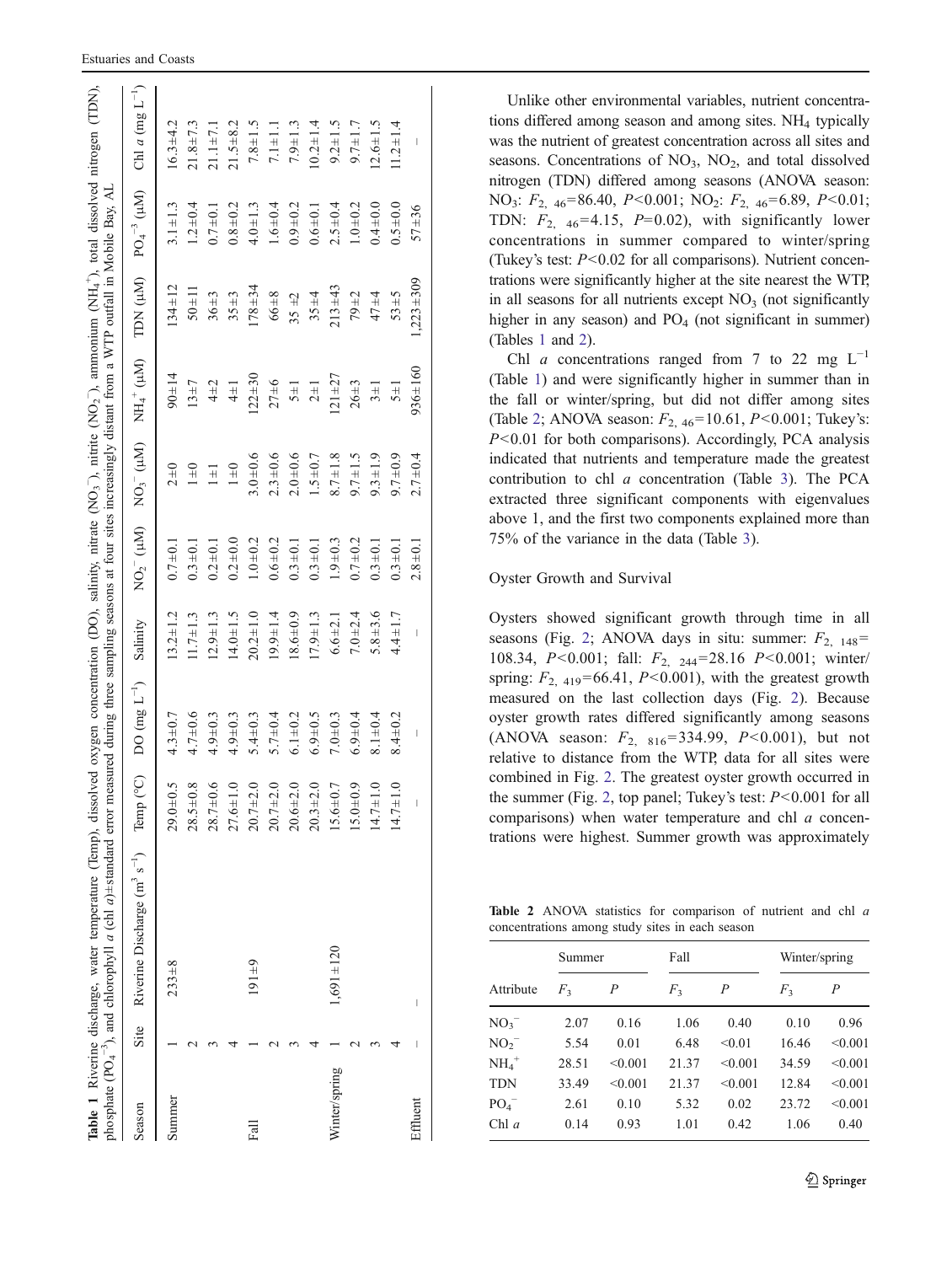**Table 1** Riverine discharge, water temperature (Temp), dissolved oxygen concentration (DO), salinity, nitrate ($NO_3^-$), nitrite ($NO_2^-$), ammonium ($NH_4^+$), total dissolved nitrogen (TDN), phosphate ($PO_4^{-3}$), and chlorophyll *a* (chl *a*)±standard error measured during three sampling seasons at four sites increasingly distant from a WTP outfall in Mobile Bay, AL

| Season | Site | Riverine Discharge ($m^3 s^{-1}$) | Temp (°C) | DO (mg $L^{-1}$) | Salinity | $NO_2^-$ (μM) | $NO_3^-$ (μM) | $NH_4^+$ (μM) | TDN (μM) | $PO_4^{-3}$ (μM) | Chl *a* (mg $L^{-1}$) |
|---|---|---|---|---|---|---|---|---|---|---|---|
| Summer | 1 | 233±8 | 29.0±0.5 | 4.3±0.7 | 13.2±1.2 | 0.7±0.1 | 2±0 | 90±14 | 134±12 | 3.1±1.3 | 16.3±4.2 |
| | 2 | | 28.5±0.8 | 4.7±0.6 | 11.7±1.3 | 0.3±0.1 | 1±0 | 13±7 | 50±11 | 1.2±0.4 | 21.8±7.3 |
| | 3 | | 28.7±0.6 | 4.9±0.3 | 12.9±1.3 | 0.2±0.1 | 1±1 | 4±2 | 36±3 | 0.7±0.1 | 21.1±7.1 |
| | 4 | | 27.6±1.0 | 4.9±0.3 | 14.0±1.5 | 0.2±0.0 | 1±0 | 4±1 | 35±3 | 0.8±0.2 | 21.5±8.2 |
| Fall | 1 | 191±9 | 20.7±2.0 | 5.4±0.3 | 20.2±1.0 | 1.0±0.2 | 3.0±0.6 | 122±30 | 178±34 | 4.0±1.3 | 7.8±1.5 |
| | 2 | | 20.7±2.0 | 5.7±0.4 | 19.9±1.4 | 0.6±0.2 | 2.3±0.6 | 27±6 | 66±8 | 1.6±0.4 | 7.1±1.1 |
| | 3 | | 20.6±2.0 | 6.1±0.2 | 18.6±0.9 | 0.3±0.1 | 2.0±0.6 | 5±1 | 35 ±2 | 0.9±0.2 | 7.9±1.3 |
| | 4 | | 20.3±2.0 | 6.9±0.5 | 17.9±1.3 | 0.3±0.1 | 1.5±0.7 | 2±1 | 35±4 | 0.6±0.1 | 10.2±1.4 |
| Winter/spring | 1 | 1,691±120 | 15.6±0.7 | 7.0±0.3 | 6.6±2.1 | 1.9±0.3 | 8.7±1.8 | 121±27 | 213±43 | 2.5±0.4 | 9.2±1.5 |
| | 2 | | 15.0±0.9 | 6.9±0.4 | 7.0±2.4 | 0.7±0.2 | 9.7±1.5 | 26±3 | 79±2 | 1.0±0.2 | 9.7±1.7 |
| | 3 | | 14.7±1.0 | 8.1±0.4 | 5.8±3.6 | 0.3±0.1 | 9.3±1.9 | 3±1 | 47±4 | 0.4±0.0 | 12.6±1.5 |
| | 4 | | 14.7±1.0 | 8.4±0.2 | 4.4±1.7 | 0.3±0.1 | 9.7±0.9 | 5±1 | 53±5 | 0.5±0.0 | 11.2±1.4 |
| Effluent | – | – | – | – | – | 2.8±0.1 | 2.7±0.4 | 936±160 | 1,223±309 | 57±36 | – |

Unlike other environmental variables, nutrient concentrations differed among season and among sites. $NH_4$ typically was the nutrient of greatest concentration across all sites and seasons. Concentrations of $NO_3$, $NO_2$, and total dissolved nitrogen (TDN) differed among seasons (ANOVA season: $NO_3$: $F_{2,\ 46}=86.40$, $P<0.001$; $NO_2$: $F_{2,\ 46}=6.89$, $P<0.01$; TDN: $F_{2,\ 46}=4.15$, $P=0.02$), with significantly lower concentrations in summer compared to winter/spring (Tukey's test: $P<0.02$ for all comparisons). Nutrient concentrations were significantly higher at the site nearest the WTP, in all seasons for all nutrients except $NO_3$ (not significantly higher in any season) and $PO_4$ (not significant in summer) (Tables 1 and 2).

Chl *a* concentrations ranged from 7 to 22 mg $L^{-1}$ (Table 1) and were significantly higher in summer than in the fall or winter/spring, but did not differ among sites (Table 2; ANOVA season: $F_{2,\ 46}=10.61$, $P<0.001$; Tukey's: $P<0.01$ for both comparisons). Accordingly, PCA analysis indicated that nutrients and temperature made the greatest contribution to chl *a* concentration (Table 3). The PCA extracted three significant components with eigenvalues above 1, and the first two components explained more than 75% of the variance in the data (Table 3).

### Oyster Growth and Survival

Oysters showed significant growth through time in all seasons (Fig. 2; ANOVA days in situ: summer: $F_{2,\ 148}=108.34$, $P<0.001$; fall: $F_{2,\ 244}=28.16$ $P<0.001$; winter/spring: $F_{2,\ 419}=66.41$, $P<0.001$), with the greatest growth measured on the last collection days (Fig. 2). Because oyster growth rates differed significantly among seasons (ANOVA season: $F_{2,\ 816}=334.99$, $P<0.001$), but not relative to distance from the WTP, data for all sites were combined in Fig. 2. The greatest oyster growth occurred in the summer (Fig. 2, top panel; Tukey's test: $P<0.001$ for all comparisons) when water temperature and chl *a* concentrations were highest. Summer growth was approximately

**Table 2** ANOVA statistics for comparison of nutrient and chl *a* concentrations among study sites in each season

| | Summer | | Fall | | Winter/spring | |
|---|---|---|---|---|---|---|
| Attribute | $F_3$ | *P* | $F_3$ | *P* | $F_3$ | *P* |
| $NO_3^-$ | 2.07 | 0.16 | 1.06 | 0.40 | 0.10 | 0.96 |
| $NO_2^-$ | 5.54 | 0.01 | 6.48 | <0.01 | 16.46 | <0.001 |
| $NH_4^+$ | 28.51 | <0.001 | 21.37 | <0.001 | 34.59 | <0.001 |
| TDN | 33.49 | <0.001 | 21.37 | <0.001 | 12.84 | <0.001 |
| $PO_4^-$ | 2.61 | 0.10 | 5.32 | 0.02 | 23.72 | <0.001 |
| Chl *a* | 0.14 | 0.93 | 1.01 | 0.42 | 1.06 | 0.40 |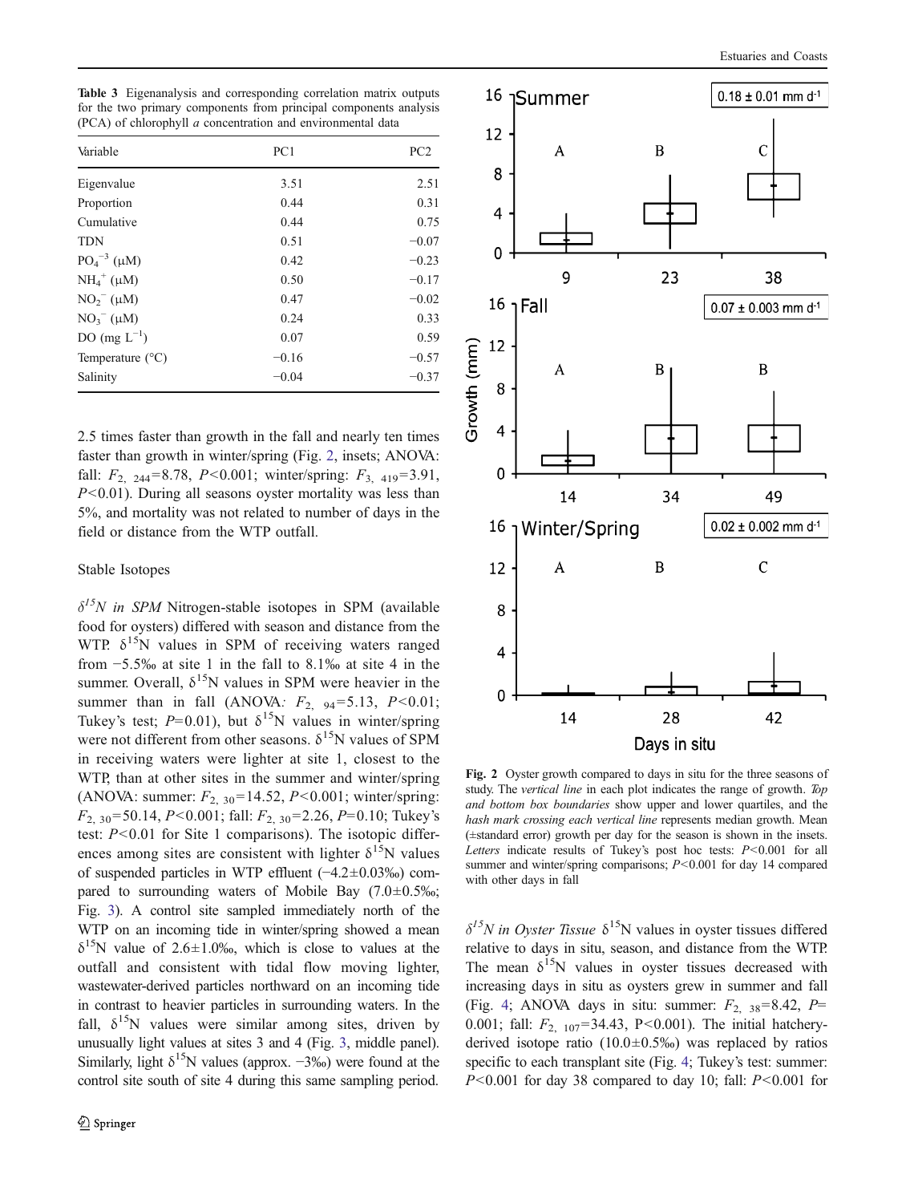**Table 3** Eigenanalysis and corresponding correlation matrix outputs for the two primary components from principal components analysis (PCA) of chlorophyll *a* concentration and environmental data

| Variable | PC1 | PC2 |
|---|---|---|
| Eigenvalue | 3.51 | 2.51 |
| Proportion | 0.44 | 0.31 |
| Cumulative | 0.44 | 0.75 |
| TDN | 0.51 | −0.07 |
| $PO_4^{-3}$ (μM) | 0.42 | −0.23 |
| $NH_4^+$ (μM) | 0.50 | −0.17 |
| $NO_2^-$ (μM) | 0.47 | −0.02 |
| $NO_3^-$ (μM) | 0.24 | 0.33 |
| DO (mg $L^{-1}$) | 0.07 | 0.59 |
| Temperature (°C) | −0.16 | −0.57 |
| Salinity | −0.04 | −0.37 |

2.5 times faster than growth in the fall and nearly ten times faster than growth in winter/spring (Fig. 2, insets; ANOVA: fall: $F_{2,\ 244}=8.78$, $P<0.001$; winter/spring: $F_{3,\ 419}=3.91$, $P<0.01$). During all seasons oyster mortality was less than 5%, and mortality was not related to number of days in the field or distance from the WTP outfall.

## Stable Isotopes

*$\delta^{15}N$ in SPM* Nitrogen-stable isotopes in SPM (available food for oysters) differed with season and distance from the WTP. $\delta^{15}$N values in SPM of receiving waters ranged from −5.5‰ at site 1 in the fall to 8.1‰ at site 4 in the summer. Overall, $\delta^{15}$N values in SPM were heavier in the summer than in fall (ANOVA: $F_{2,\ 94}=5.13$, $P<0.01$; Tukey's test; $P=0.01$), but $\delta^{15}$N values in winter/spring were not different from other seasons. $\delta^{15}$N values of SPM in receiving waters were lighter at site 1, closest to the WTP, than at other sites in the summer and winter/spring (ANOVA: summer: $F_{2,\ 30}=14.52$, $P<0.001$; winter/spring: $F_{2,\ 30}=50.14$, $P<0.001$; fall: $F_{2,\ 30}=2.26$, $P=0.10$; Tukey's test: $P<0.01$ for Site 1 comparisons). The isotopic differences among sites are consistent with lighter $\delta^{15}$N values of suspended particles in WTP effluent (−4.2±0.03‰) compared to surrounding waters of Mobile Bay (7.0±0.5‰; Fig. 3). A control site sampled immediately north of the WTP on an incoming tide in winter/spring showed a mean $\delta^{15}$N value of 2.6±1.0‰, which is close to values at the outfall and consistent with tidal flow moving lighter, wastewater-derived particles northward on an incoming tide in contrast to heavier particles in surrounding waters. In the fall, $\delta^{15}$N values were similar among sites, driven by unusually light values at sites 3 and 4 (Fig. 3, middle panel). Similarly, light $\delta^{15}$N values (approx. −3‰) were found at the control site south of site 4 during this same sampling period.

**Fig. 2** Oyster growth compared to days in situ for the three seasons of study. The *vertical line* in each plot indicates the range of growth. *Top and bottom box boundaries* show upper and lower quartiles, and the *hash mark crossing each vertical line* represents median growth. Mean (±standard error) growth per day for the season is shown in the insets. *Letters* indicate results of Tukey's post hoc tests: $P<0.001$ for all summer and winter/spring comparisons; $P<0.001$ for day 14 compared with other days in fall

*$\delta^{15}N$ in Oyster Tissue* $\delta^{15}$N values in oyster tissues differed relative to days in situ, season, and distance from the WTP. The mean $\delta^{15}$N values in oyster tissues decreased with increasing days in situ as oysters grew in summer and fall (Fig. 4; ANOVA days in situ: summer: $F_{2,\ 38}=8.42$, $P=0.001$; fall: $F_{2,\ 107}=34.43$, $P<0.001$). The initial hatchery-derived isotope ratio (10.0±0.5‰) was replaced by ratios specific to each transplant site (Fig. 4; Tukey's test: summer: $P<0.001$ for day 38 compared to day 10; fall: $P<0.001$ for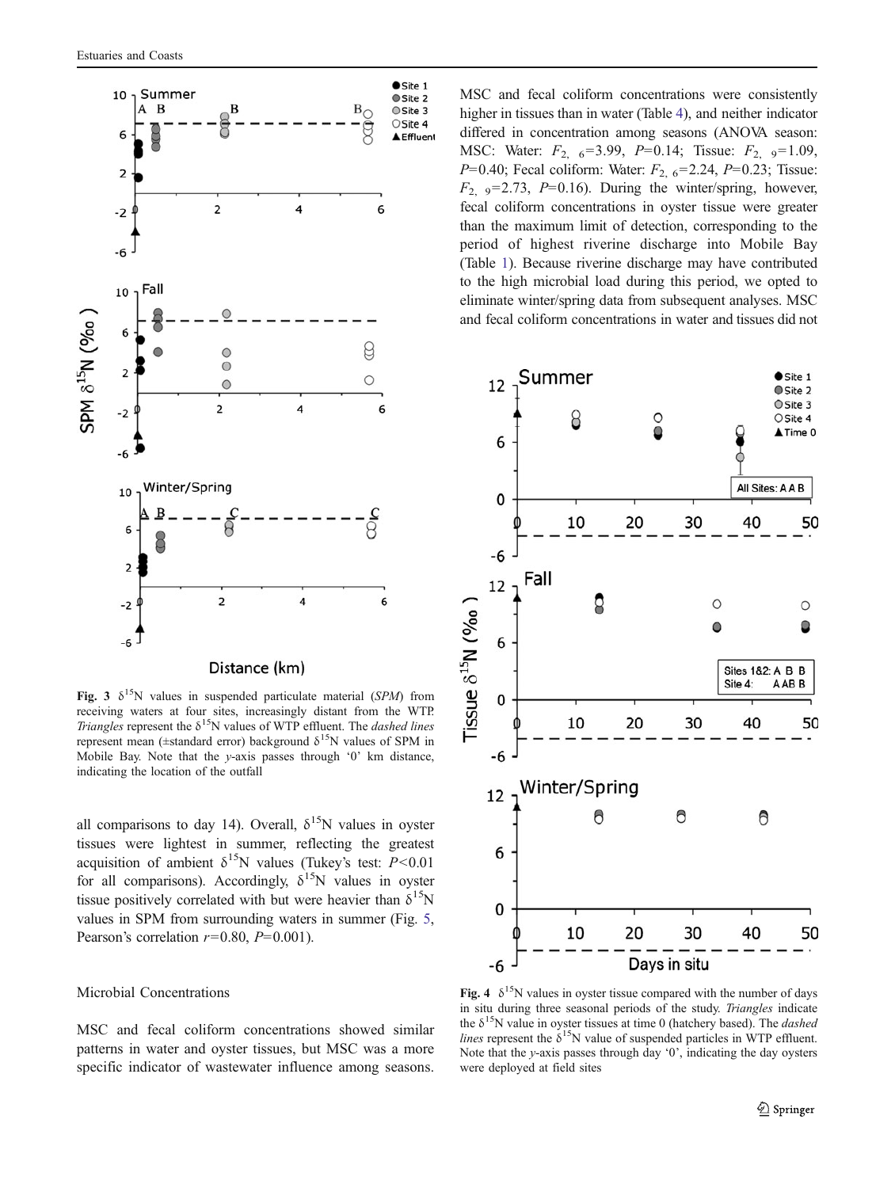Fig. 3 $\delta^{15}$N values in suspended particulate material (*SPM*) from receiving waters at four sites, increasingly distant from the WTP. *Triangles* represent the $\delta^{15}$N values of WTP effluent. The *dashed lines* represent mean (±standard error) background $\delta^{15}$N values of SPM in Mobile Bay. Note that the *y*-axis passes through '0' km distance, indicating the location of the outfall

all comparisons to day 14). Overall, $\delta^{15}$N values in oyster tissues were lightest in summer, reflecting the greatest acquisition of ambient $\delta^{15}$N values (Tukey's test: $P<0.01$ for all comparisons). Accordingly, $\delta^{15}$N values in oyster tissue positively correlated with but were heavier than $\delta^{15}$N values in SPM from surrounding waters in summer (Fig. 5, Pearson's correlation $r=0.80$, $P=0.001$).

### Microbial Concentrations

MSC and fecal coliform concentrations showed similar patterns in water and oyster tissues, but MSC was a more specific indicator of wastewater influence among seasons. MSC and fecal coliform concentrations were consistently higher in tissues than in water (Table 4), and neither indicator differed in concentration among seasons (ANOVA season: MSC: Water: $F_{2,\ 6}=3.99$, $P=0.14$; Tissue: $F_{2,\ 9}=1.09$, $P=0.40$; Fecal coliform: Water: $F_{2,\ 6}=2.24$, $P=0.23$; Tissue: $F_{2,\ 9}=2.73$, $P=0.16$). During the winter/spring, however, fecal coliform concentrations in oyster tissue were greater than the maximum limit of detection, corresponding to the period of highest riverine discharge into Mobile Bay (Table 1). Because riverine discharge may have contributed to the high microbial load during this period, we opted to eliminate winter/spring data from subsequent analyses. MSC and fecal coliform concentrations in water and tissues did not

Fig. 4 $\delta^{15}$N values in oyster tissue compared with the number of days in situ during three seasonal periods of the study. *Triangles* indicate the $\delta^{15}$N value in oyster tissues at time 0 (hatchery based). The *dashed lines* represent the $\delta^{15}$N value of suspended particles in WTP effluent. Note that the *y*-axis passes through day '0', indicating the day oysters were deployed at field sites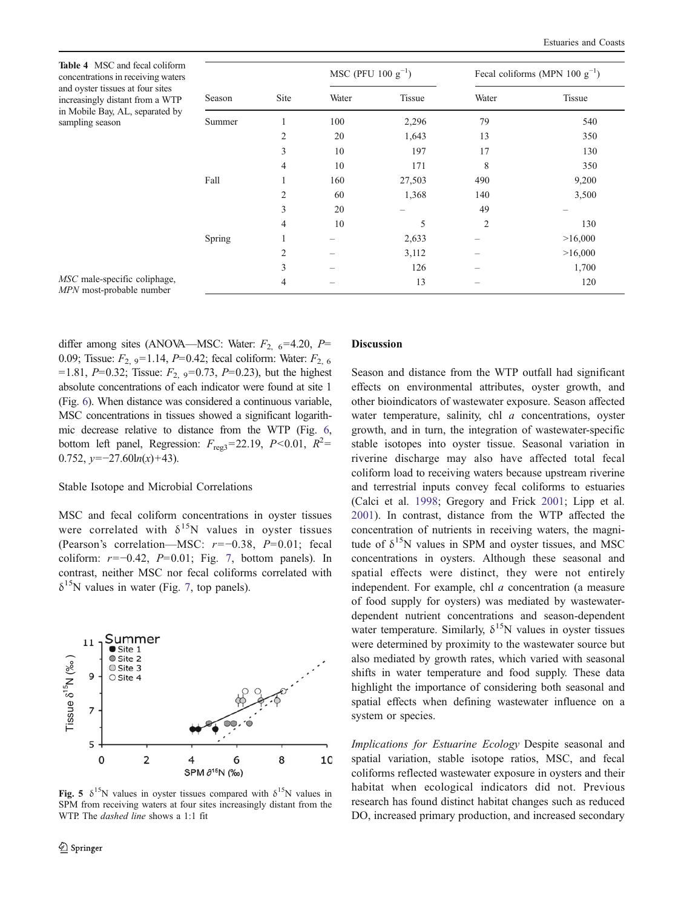**Table 4** MSC and fecal coliform concentrations in receiving waters and oyster tissues at four sites increasingly distant from a WTP in Mobile Bay, AL, separated by sampling season

| Season | Site | MSC (PFU 100 g$^{-1}$) | | Fecal coliforms (MPN 100 g$^{-1}$) | |
|---|---|---|---|---|---|
| | | Water | Tissue | Water | Tissue |
| Summer | 1 | 100 | 2,296 | 79 | 540 |
| | 2 | 20 | 1,643 | 13 | 350 |
| | 3 | 10 | 197 | 17 | 130 |
| | 4 | 10 | 171 | 8 | 350 |
| Fall | 1 | 160 | 27,503 | 490 | 9,200 |
| | 2 | 60 | 1,368 | 140 | 3,500 |
| | 3 | 20 | – | 49 | – |
| | 4 | 10 | 5 | 2 | 130 |
| Spring | 1 | – | 2,633 | – | >16,000 |
| | 2 | – | 3,112 | – | >16,000 |
| | 3 | – | 126 | – | 1,700 |
| | 4 | – | 13 | – | 120 |

*MSC* male-specific coliphage, *MPN* most-probable number

differ among sites (ANOVA—MSC: Water: $F_{2,\ 6}$=4.20, $P$=0.09; Tissue: $F_{2,\ 9}$=1.14, $P$=0.42; fecal coliform: Water: $F_{2,\ 6}$=1.81, $P$=0.32; Tissue: $F_{2,\ 9}$=0.73, $P$=0.23), but the highest absolute concentrations of each indicator were found at site 1 (Fig. 6). When distance was considered a continuous variable, MSC concentrations in tissues showed a significant logarithmic decrease relative to distance from the WTP (Fig. 6, bottom left panel, Regression: $F_{\text{reg3}}$=22.19, $P$<0.01, $R^2$=0.752, $y$=−27.60ln($x$)+43).

Stable Isotope and Microbial Correlations

MSC and fecal coliform concentrations in oyster tissues were correlated with $\delta^{15}$N values in oyster tissues (Pearson's correlation—MSC: $r$=−0.38, $P$=0.01; fecal coliform: $r$=−0.42, $P$=0.01; Fig. 7, bottom panels). In contrast, neither MSC nor fecal coliforms correlated with $\delta^{15}$N values in water (Fig. 7, top panels).

**Fig. 5** $\delta^{15}$N values in oyster tissues compared with $\delta^{15}$N values in SPM from receiving waters at four sites increasingly distant from the WTP. The *dashed line* shows a 1:1 fit

## Discussion

Season and distance from the WTP outfall had significant effects on environmental attributes, oyster growth, and other bioindicators of wastewater exposure. Season affected water temperature, salinity, chl *a* concentrations, oyster growth, and in turn, the integration of wastewater-specific stable isotopes into oyster tissue. Seasonal variation in riverine discharge may also have affected total fecal coliform load to receiving waters because upstream riverine and terrestrial inputs convey fecal coliforms to estuaries (Calci et al. 1998; Gregory and Frick 2001; Lipp et al. 2001). In contrast, distance from the WTP affected the concentration of nutrients in receiving waters, the magnitude of $\delta^{15}$N values in SPM and oyster tissues, and MSC concentrations in oysters. Although these seasonal and spatial effects were distinct, they were not entirely independent. For example, chl *a* concentration (a measure of food supply for oysters) was mediated by wastewater-dependent nutrient concentrations and season-dependent water temperature. Similarly, $\delta^{15}$N values in oyster tissues were determined by proximity to the wastewater source but also mediated by growth rates, which varied with seasonal shifts in water temperature and food supply. These data highlight the importance of considering both seasonal and spatial effects when defining wastewater influence on a system or species.

*Implications for Estuarine Ecology* Despite seasonal and spatial variation, stable isotope ratios, MSC, and fecal coliforms reflected wastewater exposure in oysters and their habitat when ecological indicators did not. Previous research has found distinct habitat changes such as reduced DO, increased primary production, and increased secondary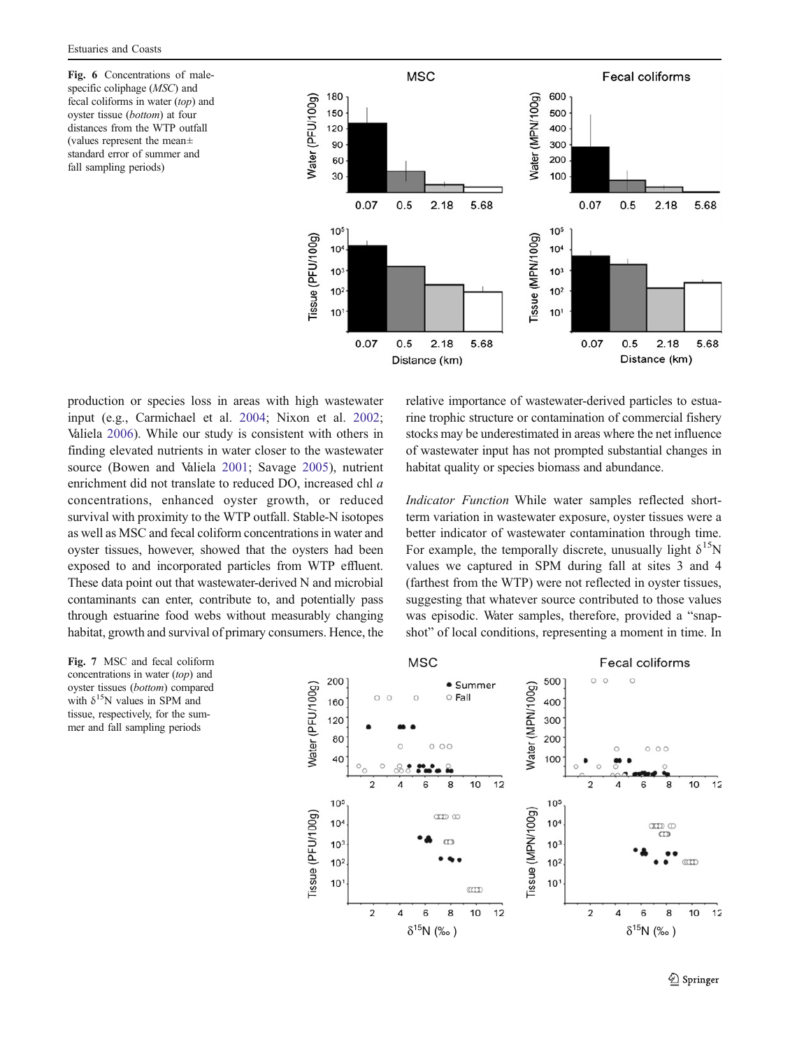Fig. 6 Concentrations of male-specific coliphage (*MSC*) and fecal coliforms in water (*top*) and oyster tissue (*bottom*) at four distances from the WTP outfall (values represent the mean± standard error of summer and fall sampling periods)

production or species loss in areas with high wastewater input (e.g., Carmichael et al. 2004; Nixon et al. 2002; Valiela 2006). While our study is consistent with others in finding elevated nutrients in water closer to the wastewater source (Bowen and Valiela 2001; Savage 2005), nutrient enrichment did not translate to reduced DO, increased chl *a* concentrations, enhanced oyster growth, or reduced survival with proximity to the WTP outfall. Stable-N isotopes as well as MSC and fecal coliform concentrations in water and oyster tissues, however, showed that the oysters had been exposed to and incorporated particles from WTP effluent. These data point out that wastewater-derived N and microbial contaminants can enter, contribute to, and potentially pass through estuarine food webs without measurably changing habitat, growth and survival of primary consumers. Hence, the relative importance of wastewater-derived particles to estuarine trophic structure or contamination of commercial fishery stocks may be underestimated in areas where the net influence of wastewater input has not prompted substantial changes in habitat quality or species biomass and abundance.

*Indicator Function* While water samples reflected short-term variation in wastewater exposure, oyster tissues were a better indicator of wastewater contamination through time. For example, the temporally discrete, unusually light $\delta^{15}N$ values we captured in SPM during fall at sites 3 and 4 (farthest from the WTP) were not reflected in oyster tissues, suggesting that whatever source contributed to those values was episodic. Water samples, therefore, provided a "snapshot" of local conditions, representing a moment in time. In

Fig. 7 MSC and fecal coliform concentrations in water (*top*) and oyster tissues (*bottom*) compared with $\delta^{15}N$ values in SPM and tissue, respectively, for the summer and fall sampling periods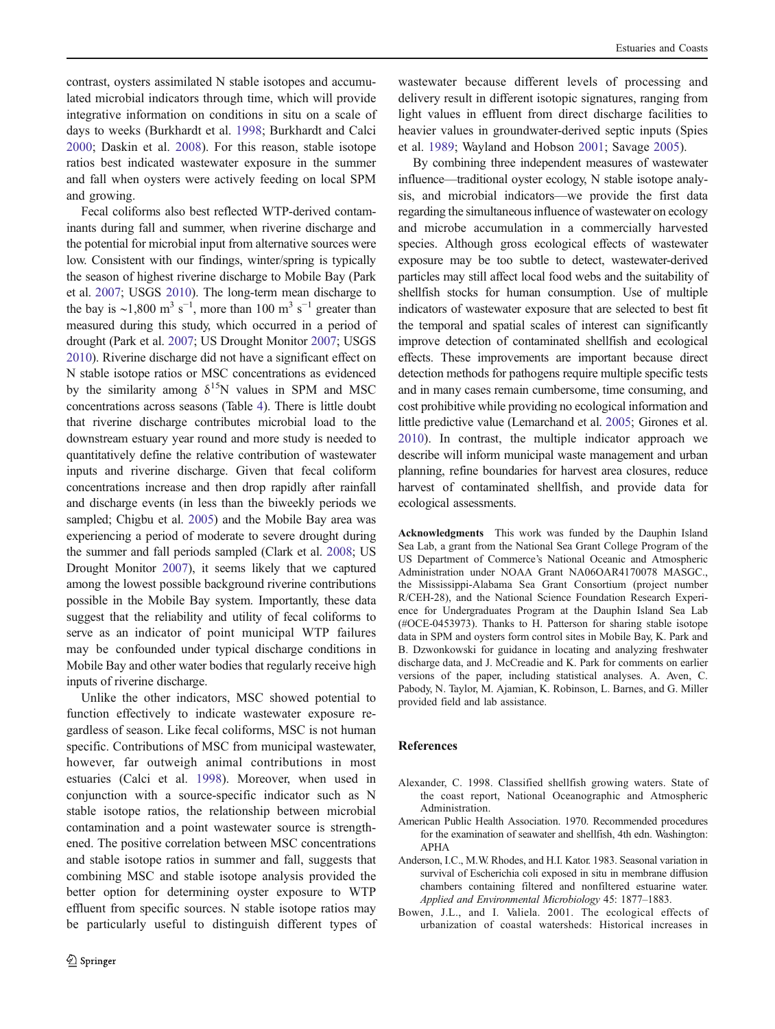contrast, oysters assimilated N stable isotopes and accumulated microbial indicators through time, which will provide integrative information on conditions in situ on a scale of days to weeks (Burkhardt et al. 1998; Burkhardt and Calci 2000; Daskin et al. 2008). For this reason, stable isotope ratios best indicated wastewater exposure in the summer and fall when oysters were actively feeding on local SPM and growing.

Fecal coliforms also best reflected WTP-derived contaminants during fall and summer, when riverine discharge and the potential for microbial input from alternative sources were low. Consistent with our findings, winter/spring is typically the season of highest riverine discharge to Mobile Bay (Park et al. 2007; USGS 2010). The long-term mean discharge to the bay is ~1,800 $m^3\ s^{-1}$, more than 100 $m^3\ s^{-1}$ greater than measured during this study, which occurred in a period of drought (Park et al. 2007; US Drought Monitor 2007; USGS 2010). Riverine discharge did not have a significant effect on N stable isotope ratios or MSC concentrations as evidenced by the similarity among $\delta^{15}$N values in SPM and MSC concentrations across seasons (Table 4). There is little doubt that riverine discharge contributes microbial load to the downstream estuary year round and more study is needed to quantitatively define the relative contribution of wastewater inputs and riverine discharge. Given that fecal coliform concentrations increase and then drop rapidly after rainfall and discharge events (in less than the biweekly periods we sampled; Chigbu et al. 2005) and the Mobile Bay area was experiencing a period of moderate to severe drought during the summer and fall periods sampled (Clark et al. 2008; US Drought Monitor 2007), it seems likely that we captured among the lowest possible background riverine contributions possible in the Mobile Bay system. Importantly, these data suggest that the reliability and utility of fecal coliforms to serve as an indicator of point municipal WTP failures may be confounded under typical discharge conditions in Mobile Bay and other water bodies that regularly receive high inputs of riverine discharge.

Unlike the other indicators, MSC showed potential to function effectively to indicate wastewater exposure regardless of season. Like fecal coliforms, MSC is not human specific. Contributions of MSC from municipal wastewater, however, far outweigh animal contributions in most estuaries (Calci et al. 1998). Moreover, when used in conjunction with a source-specific indicator such as N stable isotope ratios, the relationship between microbial contamination and a point wastewater source is strengthened. The positive correlation between MSC concentrations and stable isotope ratios in summer and fall, suggests that combining MSC and stable isotope analysis provided the better option for determining oyster exposure to WTP effluent from specific sources. N stable isotope ratios may be particularly useful to distinguish different types of wastewater because different levels of processing and delivery result in different isotopic signatures, ranging from light values in effluent from direct discharge facilities to heavier values in groundwater-derived septic inputs (Spies et al. 1989; Wayland and Hobson 2001; Savage 2005).

By combining three independent measures of wastewater influence—traditional oyster ecology, N stable isotope analysis, and microbial indicators—we provide the first data regarding the simultaneous influence of wastewater on ecology and microbe accumulation in a commercially harvested species. Although gross ecological effects of wastewater exposure may be too subtle to detect, wastewater-derived particles may still affect local food webs and the suitability of shellfish stocks for human consumption. Use of multiple indicators of wastewater exposure that are selected to best fit the temporal and spatial scales of interest can significantly improve detection of contaminated shellfish and ecological effects. These improvements are important because direct detection methods for pathogens require multiple specific tests and in many cases remain cumbersome, time consuming, and cost prohibitive while providing no ecological information and little predictive value (Lemarchand et al. 2005; Girones et al. 2010). In contrast, the multiple indicator approach we describe will inform municipal waste management and urban planning, refine boundaries for harvest area closures, reduce harvest of contaminated shellfish, and provide data for ecological assessments.

**Acknowledgments** This work was funded by the Dauphin Island Sea Lab, a grant from the National Sea Grant College Program of the US Department of Commerce's National Oceanic and Atmospheric Administration under NOAA Grant NA06OAR4170078 MASGC., the Mississippi-Alabama Sea Grant Consortium (project number R/CEH-28), and the National Science Foundation Research Experience for Undergraduates Program at the Dauphin Island Sea Lab (#OCE-0453973). Thanks to H. Patterson for sharing stable isotope data in SPM and oysters form control sites in Mobile Bay, K. Park and B. Dzwonkowski for guidance in locating and analyzing freshwater discharge data, and J. McCreadie and K. Park for comments on earlier versions of the paper, including statistical analyses. A. Aven, C. Pabody, N. Taylor, M. Ajamian, K. Robinson, L. Barnes, and G. Miller provided field and lab assistance.

## References

Alexander, C. 1998. Classified shellfish growing waters. State of the coast report, National Oceanographic and Atmospheric Administration.

American Public Health Association. 1970. Recommended procedures for the examination of seawater and shellfish, 4th edn. Washington: APHA

Anderson, I.C., M.W. Rhodes, and H.I. Kator. 1983. Seasonal variation in survival of Escherichia coli exposed in situ in membrane diffusion chambers containing filtered and nonfiltered estuarine water. *Applied and Environmental Microbiology* 45: 1877–1883.

Bowen, J.L., and I. Valiela. 2001. The ecological effects of urbanization of coastal watersheds: Historical increases in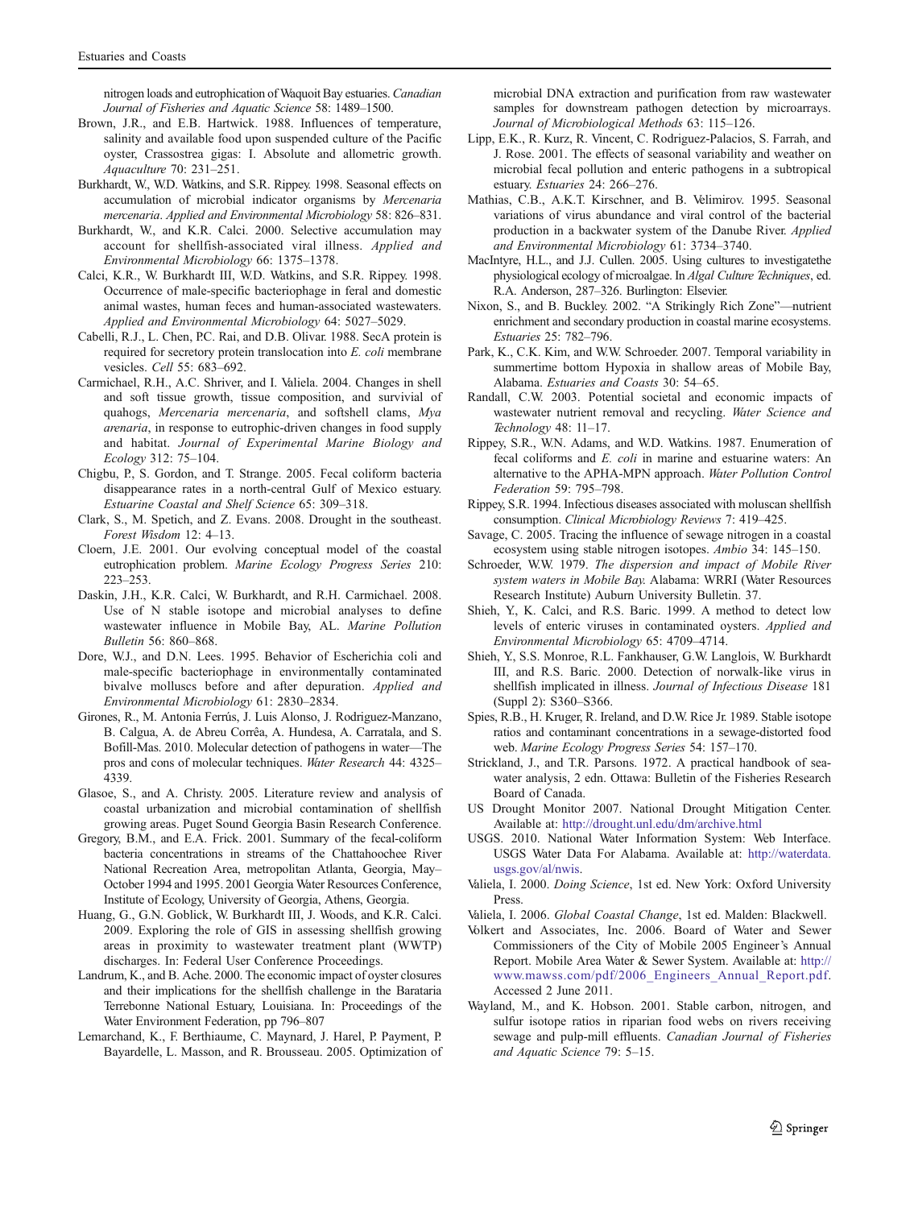nitrogen loads and eutrophication of Waquoit Bay estuaries. *Canadian Journal of Fisheries and Aquatic Science* 58: 1489–1500.

Brown, J.R., and E.B. Hartwick. 1988. Influences of temperature, salinity and available food upon suspended culture of the Pacific oyster, Crassostrea gigas: I. Absolute and allometric growth. *Aquaculture* 70: 231–251.

Burkhardt, W., W.D. Watkins, and S.R. Rippey. 1998. Seasonal effects on accumulation of microbial indicator organisms by *Mercenaria mercenaria*. *Applied and Environmental Microbiology* 58: 826–831.

Burkhardt, W., and K.R. Calci. 2000. Selective accumulation may account for shellfish-associated viral illness. *Applied and Environmental Microbiology* 66: 1375–1378.

Calci, K.R., W. Burkhardt III, W.D. Watkins, and S.R. Rippey. 1998. Occurrence of male-specific bacteriophage in feral and domestic animal wastes, human feces and human-associated wastewaters. *Applied and Environmental Microbiology* 64: 5027–5029.

Cabelli, R.J., L. Chen, P.C. Rai, and D.B. Olivar. 1988. SecA protein is required for secretory protein translocation into *E. coli* membrane vesicles. *Cell* 55: 683–692.

Carmichael, R.H., A.C. Shriver, and I. Valiela. 2004. Changes in shell and soft tissue growth, tissue composition, and survivial of quahogs, *Mercenaria mercenaria*, and softshell clams, *Mya arenaria*, in response to eutrophic-driven changes in food supply and habitat. *Journal of Experimental Marine Biology and Ecology* 312: 75–104.

Chigbu, P., S. Gordon, and T. Strange. 2005. Fecal coliform bacteria disappearance rates in a north-central Gulf of Mexico estuary. *Estuarine Coastal and Shelf Science* 65: 309–318.

Clark, S., M. Spetich, and Z. Evans. 2008. Drought in the southeast. *Forest Wisdom* 12: 4–13.

Cloern, J.E. 2001. Our evolving conceptual model of the coastal eutrophication problem. *Marine Ecology Progress Series* 210: 223–253.

Daskin, J.H., K.R. Calci, W. Burkhardt, and R.H. Carmichael. 2008. Use of N stable isotope and microbial analyses to define wastewater influence in Mobile Bay, AL. *Marine Pollution Bulletin* 56: 860–868.

Dore, W.J., and D.N. Lees. 1995. Behavior of Escherichia coli and male-specific bacteriophage in environmentally contaminated bivalve molluscs before and after depuration. *Applied and Environmental Microbiology* 61: 2830–2834.

Girones, R., M. Antonia Ferrús, J. Luis Alonso, J. Rodriguez-Manzano, B. Calgua, A. de Abreu Corrêa, A. Hundesa, A. Carratala, and S. Bofill-Mas. 2010. Molecular detection of pathogens in water—The pros and cons of molecular techniques. *Water Research* 44: 4325–4339.

Glasoe, S., and A. Christy. 2005. Literature review and analysis of coastal urbanization and microbial contamination of shellfish growing areas. Puget Sound Georgia Basin Research Conference.

Gregory, B.M., and E.A. Frick. 2001. Summary of the fecal-coliform bacteria concentrations in streams of the Chattahoochee River National Recreation Area, metropolitan Atlanta, Georgia, May–October 1994 and 1995. 2001 Georgia Water Resources Conference, Institute of Ecology, University of Georgia, Athens, Georgia.

Huang, G., G.N. Goblick, W. Burkhardt III, J. Woods, and K.R. Calci. 2009. Exploring the role of GIS in assessing shellfish growing areas in proximity to wastewater treatment plant (WWTP) discharges. In: Federal User Conference Proceedings.

Landrum, K., and B. Ache. 2000. The economic impact of oyster closures and their implications for the shellfish challenge in the Barataria Terrebonne National Estuary, Louisiana. In: Proceedings of the Water Environment Federation, pp 796–807

Lemarchand, K., F. Berthiaume, C. Maynard, J. Harel, P. Payment, P. Bayardelle, L. Masson, and R. Brousseau. 2005. Optimization of microbial DNA extraction and purification from raw wastewater samples for downstream pathogen detection by microarrays. *Journal of Microbiological Methods* 63: 115–126.

Lipp, E.K., R. Kurz, R. Vincent, C. Rodriguez-Palacios, S. Farrah, and J. Rose. 2001. The effects of seasonal variability and weather on microbial fecal pollution and enteric pathogens in a subtropical estuary. *Estuaries* 24: 266–276.

Mathias, C.B., A.K.T. Kirschner, and B. Velimirov. 1995. Seasonal variations of virus abundance and viral control of the bacterial production in a backwater system of the Danube River. *Applied and Environmental Microbiology* 61: 3734–3740.

MacIntyre, H.L., and J.J. Cullen. 2005. Using cultures to investigatethe physiological ecology of microalgae. In *Algal Culture Techniques*, ed. R.A. Anderson, 287–326. Burlington: Elsevier.

Nixon, S., and B. Buckley. 2002. "A Strikingly Rich Zone"—nutrient enrichment and secondary production in coastal marine ecosystems. *Estuaries* 25: 782–796.

Park, K., C.K. Kim, and W.W. Schroeder. 2007. Temporal variability in summertime bottom Hypoxia in shallow areas of Mobile Bay, Alabama. *Estuaries and Coasts* 30: 54–65.

Randall, C.W. 2003. Potential societal and economic impacts of wastewater nutrient removal and recycling. *Water Science and Technology* 48: 11–17.

Rippey, S.R., W.N. Adams, and W.D. Watkins. 1987. Enumeration of fecal coliforms and *E. coli* in marine and estuarine waters: An alternative to the APHA-MPN approach. *Water Pollution Control Federation* 59: 795–798.

Rippey, S.R. 1994. Infectious diseases associated with moluscan shellfish consumption. *Clinical Microbiology Reviews* 7: 419–425.

Savage, C. 2005. Tracing the influence of sewage nitrogen in a coastal ecosystem using stable nitrogen isotopes. *Ambio* 34: 145–150.

Schroeder, W.W. 1979. *The dispersion and impact of Mobile River system waters in Mobile Bay.* Alabama: WRRI (Water Resources Research Institute) Auburn University Bulletin. 37.

Shieh, Y., K. Calci, and R.S. Baric. 1999. A method to detect low levels of enteric viruses in contaminated oysters. *Applied and Environmental Microbiology* 65: 4709–4714.

Shieh, Y., S.S. Monroe, R.L. Fankhauser, G.W. Langlois, W. Burkhardt III, and R.S. Baric. 2000. Detection of norwalk-like virus in shellfish implicated in illness. *Journal of Infectious Disease* 181 (Suppl 2): S360–S366.

Spies, R.B., H. Kruger, R. Ireland, and D.W. Rice Jr. 1989. Stable isotope ratios and contaminant concentrations in a sewage-distorted food web. *Marine Ecology Progress Series* 54: 157–170.

Strickland, J., and T.R. Parsons. 1972. A practical handbook of seawater analysis, 2 edn. Ottawa: Bulletin of the Fisheries Research Board of Canada.

US Drought Monitor 2007. National Drought Mitigation Center. Available at: http://drought.unl.edu/dm/archive.html

USGS. 2010. National Water Information System: Web Interface. USGS Water Data For Alabama. Available at: http://waterdata.usgs.gov/al/nwis.

Valiela, I. 2000. *Doing Science*, 1st ed. New York: Oxford University Press.

Valiela, I. 2006. *Global Coastal Change*, 1st ed. Malden: Blackwell.

Volkert and Associates, Inc. 2006. Board of Water and Sewer Commissioners of the City of Mobile 2005 Engineer's Annual Report. Mobile Area Water & Sewer System. Available at: http://www.mawss.com/pdf/2006_Engineers_Annual_Report.pdf. Accessed 2 June 2011.

Wayland, M., and K. Hobson. 2001. Stable carbon, nitrogen, and sulfur isotope ratios in riparian food webs on rivers receiving sewage and pulp-mill effluents. *Canadian Journal of Fisheries and Aquatic Science* 79: 5–15.